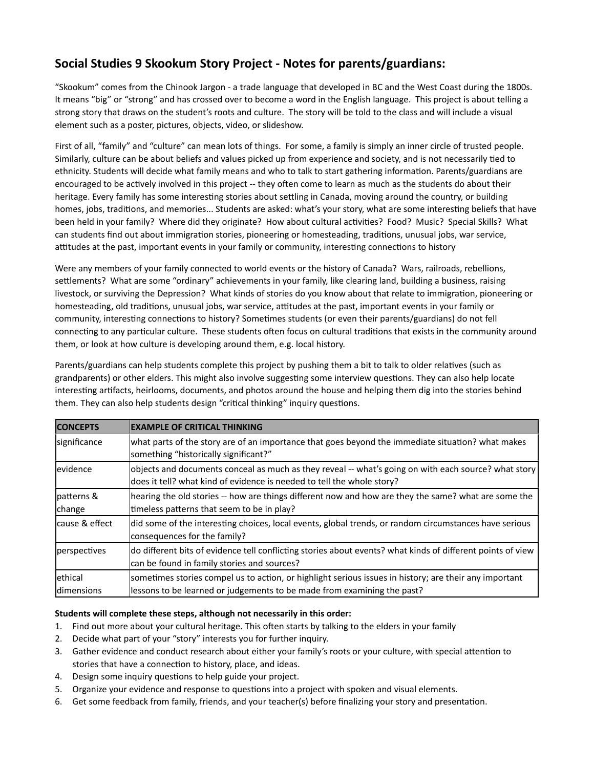## Social Studies 9 Skookum Story Project - Notes for parents/guardians:

"Skookum" comes from the Chinook Jargon - a trade language that developed in BC and the West Coast during the 1800s. It means "big" or "strong" and has crossed over to become a word in the English language. This project is about telling a strong story that draws on the student's roots and culture. The story will be told to the class and will include a visual element such as a poster, pictures, objects, video, or slideshow.

First of all, "family" and "culture" can mean lots of things. For some, a family is simply an inner circle of trusted people. Similarly, culture can be about beliefs and values picked up from experience and society, and is not necessarily tied to ethnicity. Students will decide what family means and who to talk to start gathering information. Parents/guardians are encouraged to be actively involved in this project -- they often come to learn as much as the students do about their heritage. Every family has some interesting stories about settling in Canada, moving around the country, or building homes, jobs, traditions, and memories... Students are asked: what's your story, what are some interesting beliefs that have been held in your family? Where did they originate? How about cultural activities? Food? Music? Special Skills? What can students find out about immigration stories, pioneering or homesteading, traditions, unusual jobs, war service, attitudes at the past, important events in your family or community, interesting connections to history

Were any members of your family connected to world events or the history of Canada? Wars, railroads, rebellions, settlements? What are some "ordinary" achievements in your family, like clearing land, building a business, raising livestock, or surviving the Depression? What kinds of stories do you know about that relate to immigration, pioneering or homesteading, old traditions, unusual jobs, war service, attitudes at the past, important events in your family or community, interesting connections to history? Sometimes students (or even their parents/guardians) do not fell connecting to any particular culture. These students often focus on cultural traditions that exists in the community around them, or look at how culture is developing around them, e.g. local history.

Parents/guardians can help students complete this project by pushing them a bit to talk to older relatives (such as grandparents) or other elders. This might also involve suggesting some interview questions. They can also help locate interesting artifacts, heirlooms, documents, and photos around the house and helping them dig into the stories behind them. They can also help students design "critical thinking" inquiry questions.

| CONCEPTS | EXAMPLE OF CRITICAL THINKING |
| --- | --- |
| significance | what parts of the story are of an importance that goes beyond the immediate situation? what makes something "historically significant?" |
| evidence | objects and documents conceal as much as they reveal -- what's going on with each source? what story does it tell? what kind of evidence is needed to tell the whole story? |
| patterns & change | hearing the old stories -- how are things different now and how are they the same? what are some the timeless patterns that seem to be in play? |
| cause & effect | did some of the interesting choices, local events, global trends, or random circumstances have serious consequences for the family? |
| perspectives | do different bits of evidence tell conflicting stories about events? what kinds of different points of view can be found in family stories and sources? |
| ethical dimensions | sometimes stories compel us to action, or highlight serious issues in history; are their any important lessons to be learned or judgements to be made from examining the past? |

**Students will complete these steps, although not necessarily in this order:**

1. Find out more about your cultural heritage. This often starts by talking to the elders in your family
2. Decide what part of your "story" interests you for further inquiry.
3. Gather evidence and conduct research about either your family's roots or your culture, with special attention to stories that have a connection to history, place, and ideas.
4. Design some inquiry questions to help guide your project.
5. Organize your evidence and response to questions into a project with spoken and visual elements.
6. Get some feedback from family, friends, and your teacher(s) before finalizing your story and presentation.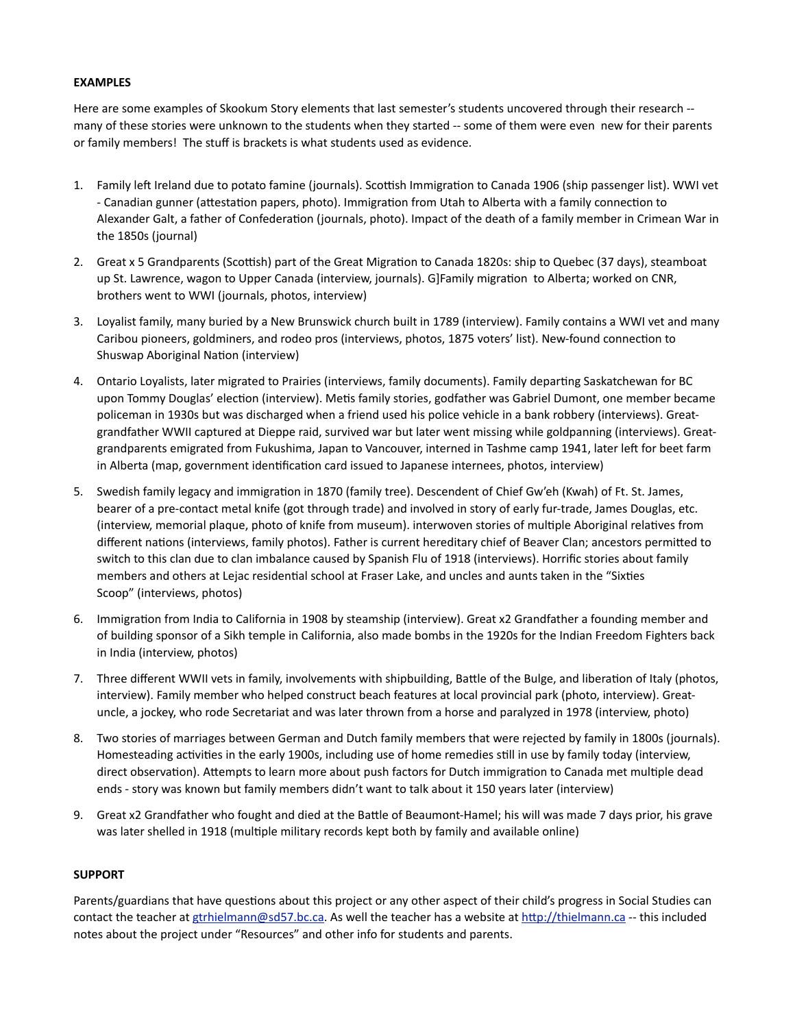**EXAMPLES**

Here are some examples of Skookum Story elements that last semester's students uncovered through their research -- many of these stories were unknown to the students when they started -- some of them were even new for their parents or family members! The stuff is brackets is what students used as evidence.

1. Family left Ireland due to potato famine (journals). Scottish Immigration to Canada 1906 (ship passenger list). WWI vet - Canadian gunner (attestation papers, photo). Immigration from Utah to Alberta with a family connection to Alexander Galt, a father of Confederation (journals, photo). Impact of the death of a family member in Crimean War in the 1850s (journal)

2. Great x 5 Grandparents (Scottish) part of the Great Migration to Canada 1820s: ship to Quebec (37 days), steamboat up St. Lawrence, wagon to Upper Canada (interview, journals). G]Family migration to Alberta; worked on CNR, brothers went to WWI (journals, photos, interview)

3. Loyalist family, many buried by a New Brunswick church built in 1789 (interview). Family contains a WWI vet and many Caribou pioneers, goldminers, and rodeo pros (interviews, photos, 1875 voters' list). New-found connection to Shuswap Aboriginal Nation (interview)

4. Ontario Loyalists, later migrated to Prairies (interviews, family documents). Family departing Saskatchewan for BC upon Tommy Douglas' election (interview). Metis family stories, godfather was Gabriel Dumont, one member became policeman in 1930s but was discharged when a friend used his police vehicle in a bank robbery (interviews). Great-grandfather WWII captured at Dieppe raid, survived war but later went missing while goldpanning (interviews). Great-grandparents emigrated from Fukushima, Japan to Vancouver, interned in Tashme camp 1941, later left for beet farm in Alberta (map, government identification card issued to Japanese internees, photos, interview)

5. Swedish family legacy and immigration in 1870 (family tree). Descendent of Chief Gw'eh (Kwah) of Ft. St. James, bearer of a pre-contact metal knife (got through trade) and involved in story of early fur-trade, James Douglas, etc. (interview, memorial plaque, photo of knife from museum). interwoven stories of multiple Aboriginal relatives from different nations (interviews, family photos). Father is current hereditary chief of Beaver Clan; ancestors permitted to switch to this clan due to clan imbalance caused by Spanish Flu of 1918 (interviews). Horrific stories about family members and others at Lejac residential school at Fraser Lake, and uncles and aunts taken in the "Sixties Scoop" (interviews, photos)

6. Immigration from India to California in 1908 by steamship (interview). Great x2 Grandfather a founding member and of building sponsor of a Sikh temple in California, also made bombs in the 1920s for the Indian Freedom Fighters back in India (interview, photos)

7. Three different WWII vets in family, involvements with shipbuilding, Battle of the Bulge, and liberation of Italy (photos, interview). Family member who helped construct beach features at local provincial park (photo, interview). Great-uncle, a jockey, who rode Secretariat and was later thrown from a horse and paralyzed in 1978 (interview, photo)

8. Two stories of marriages between German and Dutch family members that were rejected by family in 1800s (journals). Homesteading activities in the early 1900s, including use of home remedies still in use by family today (interview, direct observation). Attempts to learn more about push factors for Dutch immigration to Canada met multiple dead ends - story was known but family members didn't want to talk about it 150 years later (interview)

9. Great x2 Grandfather who fought and died at the Battle of Beaumont-Hamel; his will was made 7 days prior, his grave was later shelled in 1918 (multiple military records kept both by family and available online)

**SUPPORT**

Parents/guardians that have questions about this project or any other aspect of their child's progress in Social Studies can contact the teacher at [gtrhielmann@sd57.bc.ca](mailto:gtrhielmann@sd57.bc.ca). As well the teacher has a website at [http://thielmann.ca](http://thielmann.ca) -- this included notes about the project under "Resources" and other info for students and parents.